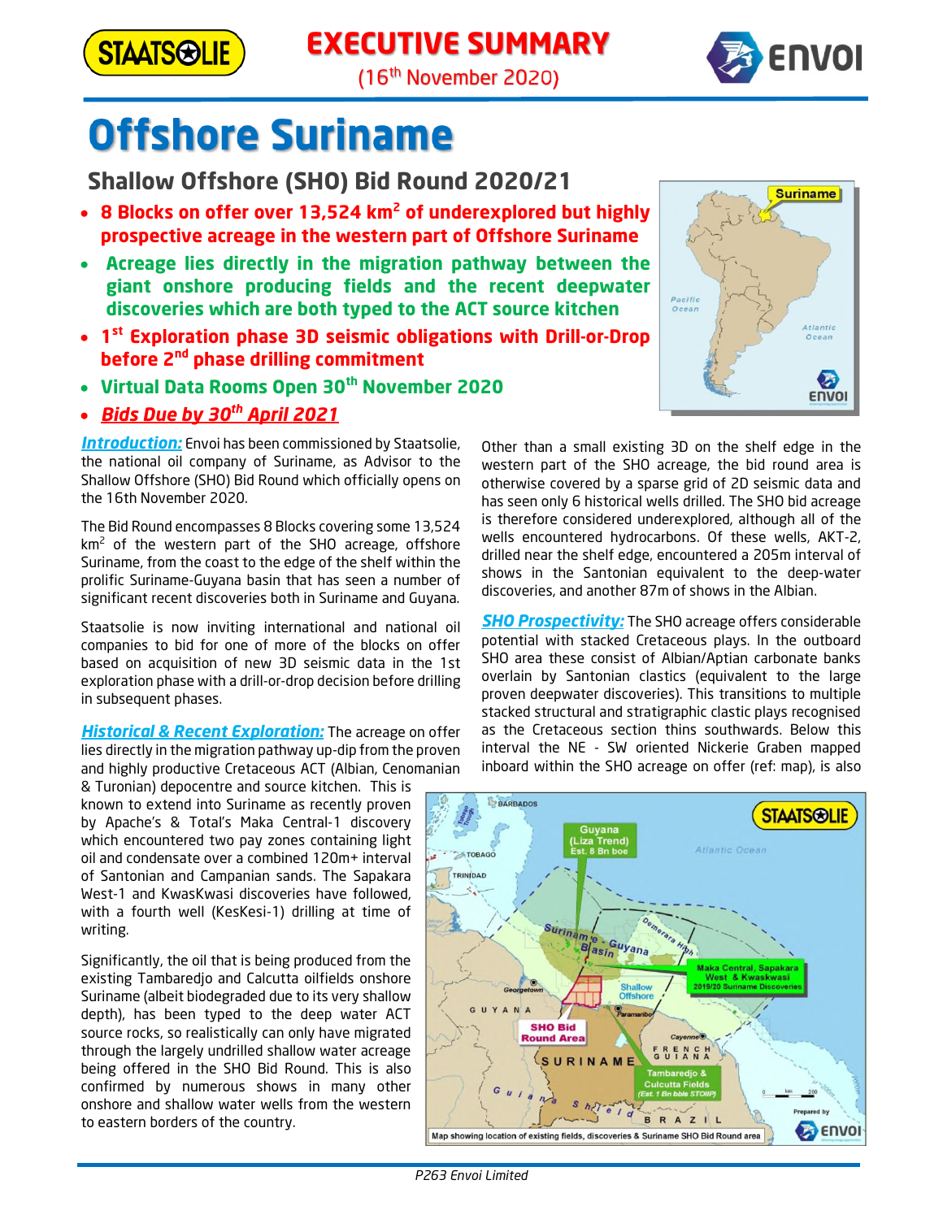# EXECUTIVE SUMMARY

(16th November 2020)

# Offshore Suriname

## Shallow Offshore (SHO) Bid Round 2020/21

- **8 Blocks on offer over 13,524 km$^2$ of underexplored but highly prospective acreage in the western part of Offshore Suriname**
- **Acreage lies directly in the migration pathway between the giant onshore producing fields and the recent deepwater discoveries which are both typed to the ACT source kitchen**
- **1st Exploration phase 3D seismic obligations with Drill-or-Drop before 2nd phase drilling commitment**
- **Virtual Data Rooms Open 30th November 2020**
- ***Bids Due by 30th April 2021***

***Introduction:*** Envoi has been commissioned by Staatsolie, the national oil company of Suriname, as Advisor to the Shallow Offshore (SHO) Bid Round which officially opens on the 16th November 2020.

The Bid Round encompasses 8 Blocks covering some 13,524 km$^2$ of the western part of the SHO acreage, offshore Suriname, from the coast to the edge of the shelf within the prolific Suriname-Guyana basin that has seen a number of significant recent discoveries both in Suriname and Guyana.

Staatsolie is now inviting international and national oil companies to bid for one of more of the blocks on offer based on acquisition of new 3D seismic data in the 1st exploration phase with a drill-or-drop decision before drilling in subsequent phases.

***Historical & Recent Exploration:*** The acreage on offer lies directly in the migration pathway up-dip from the proven and highly productive Cretaceous ACT (Albian, Cenomanian & Turonian) depocentre and source kitchen. This is known to extend into Suriname as recently proven by Apache's & Total's Maka Central-1 discovery which encountered two pay zones containing light oil and condensate over a combined 120m+ interval of Santonian and Campanian sands. The Sapakara West-1 and KwasKwasi discoveries have followed, with a fourth well (KesKesi-1) drilling at time of writing.

Significantly, the oil that is being produced from the existing Tambaredjo and Calcutta oilfields onshore Suriname (albeit biodegraded due to its very shallow depth), has been typed to the deep water ACT source rocks, so realistically can only have migrated through the largely undrilled shallow water acreage being offered in the SHO Bid Round. This is also confirmed by numerous shows in many other onshore and shallow water wells from the western to eastern borders of the country.

Other than a small existing 3D on the shelf edge in the western part of the SHO acreage, the bid round area is otherwise covered by a sparse grid of 2D seismic data and has seen only 6 historical wells drilled. The SHO bid acreage is therefore considered underexplored, although all of the wells encountered hydrocarbons. Of these wells, AKT-2, drilled near the shelf edge, encountered a 205m interval of shows in the Santonian equivalent to the deep-water discoveries, and another 87m of shows in the Albian.

***SHO Prospectivity:*** The SHO acreage offers considerable potential with stacked Cretaceous plays. In the outboard SHO area these consist of Albian/Aptian carbonate banks overlain by Santonian clastics (equivalent to the large proven deepwater discoveries). This transitions to multiple stacked structural and stratigraphic clastic plays recognised as the Cretaceous section thins southwards. Below this interval the NE - SW oriented Nickerie Graben mapped inboard within the SHO acreage on offer (ref: map), is also

Map showing location of existing fields, discoveries & Suriname SHO Bid Round area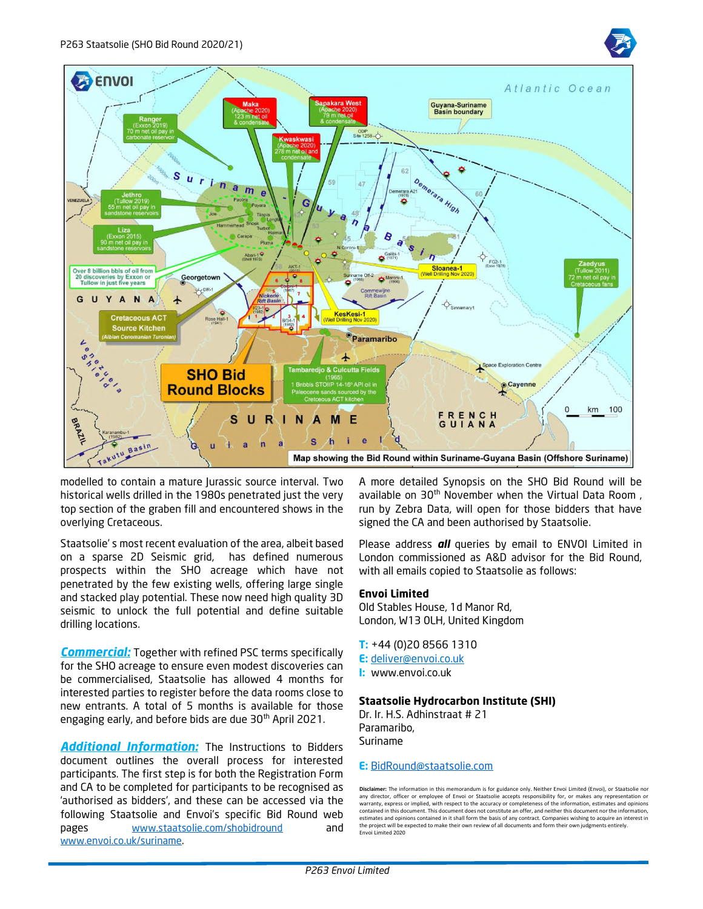Map showing the Bid Round within Suriname-Guyana Basin (Offshore Suriname)

modelled to contain a mature Jurassic source interval. Two historical wells drilled in the 1980s penetrated just the very top section of the graben fill and encountered shows in the overlying Cretaceous.

Staatsolie' s most recent evaluation of the area, albeit based on a sparse 2D Seismic grid, has defined numerous prospects within the SHO acreage which have not penetrated by the few existing wells, offering large single and stacked play potential. These now need high quality 3D seismic to unlock the full potential and define suitable drilling locations.

***Commercial:*** Together with refined PSC terms specifically for the SHO acreage to ensure even modest discoveries can be commercialised, Staatsolie has allowed 4 months for interested parties to register before the data rooms close to new entrants. A total of 5 months is available for those engaging early, and before bids are due 30th April 2021.

***Additional Information:*** The Instructions to Bidders document outlines the overall process for interested participants. The first step is for both the Registration Form and CA to be completed for participants to be recognised as 'authorised as bidders', and these can be accessed via the following Staatsolie and Envoi's specific Bid Round web pages www.staatsolie.com/shobidround and www.envoi.co.uk/suriname.

A more detailed Synopsis on the SHO Bid Round will be available on 30th November when the Virtual Data Room, run by Zebra Data, will open for those bidders that have signed the CA and been authorised by Staatsolie.

Please address ***all*** queries by email to ENVOI Limited in London commissioned as A&D advisor for the Bid Round, with all emails copied to Staatsolie as follows:

**Envoi Limited**
Old Stables House, 1d Manor Rd,
London, W13 0LH, United Kingdom

**T:** +44 (0)20 8566 1310
**E:** deliver@envoi.co.uk
**I:** www.envoi.co.uk

**Staatsolie Hydrocarbon Institute (SHI)**
Dr. Ir. H.S. Adhinstraat # 21
Paramaribo,
Suriname

**E:** BidRound@staatsolie.com

**Disclaimer:** The information in this memorandum is for guidance only. Neither Envoi Limited (Envoi), or Staatsolie nor any director, officer or employee of Envoi or Staatsolie accepts responsibility for, or makes any representation or warranty, express or implied, with respect to the accuracy or completeness of the information, estimates and opinions contained in this document. This document does not constitute an offer, and neither this document nor the information, estimates and opinions contained in it shall form the basis of any contract. Companies wishing to acquire an interest in the project will be expected to make their own review of all documents and form their own judgments entirely.
Envoi Limited 2020